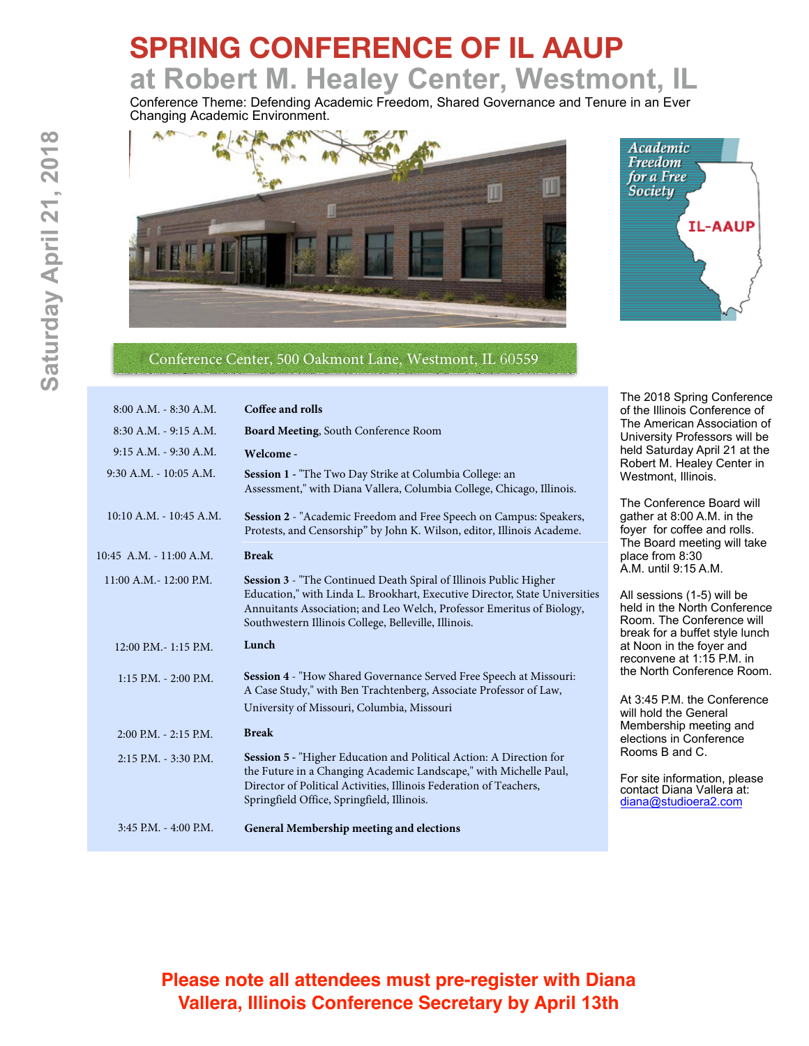# SPRING CONFERENCE OF IL AAUP

## at Robert M. Healey Center, Westmont, IL

Conference Theme: Defending Academic Freedom, Shared Governance and Tenure in an Ever Changing Academic Environment.

**Saturday April 21, 2018**

*Academic Freedom for a Free Society*

IL-AAUP

Conference Center, 500 Oakmont Lane, Westmont, IL 60559

| Time | Event |
|---|---|
| 8:00 A.M. - 8:30 A.M. | **Coffee and rolls** |
| 8:30 A.M. - 9:15 A.M. | **Board Meeting**, South Conference Room |
| 9:15 A.M. - 9:30 A.M. | **Welcome -** |
| 9:30 A.M. - 10:05 A.M. | **Session 1** - "The Two Day Strike at Columbia College: an Assessment," with Diana Vallera, Columbia College, Chicago, Illinois. |
| 10:10 A.M. - 10:45 A.M. | **Session 2** - "Academic Freedom and Free Speech on Campus: Speakers, Protests, and Censorship" by John K. Wilson, editor, Illinois Academe. |
| 10:45 A.M. - 11:00 A.M. | **Break** |
| 11:00 A.M.- 12:00 P.M. | **Session 3** - "The Continued Death Spiral of Illinois Public Higher Education," with Linda L. Brookhart, Executive Director, State Universities Annuitants Association; and Leo Welch, Professor Emeritus of Biology, Southwestern Illinois College, Belleville, Illinois. |
| 12:00 P.M.- 1:15 P.M. | **Lunch** |
| 1:15 P.M. - 2:00 P.M. | **Session 4** - "How Shared Governance Served Free Speech at Missouri: A Case Study," with Ben Trachtenberg, Associate Professor of Law, University of Missouri, Columbia, Missouri |
| 2:00 P.M. - 2:15 P.M. | **Break** |
| 2:15 P.M. - 3:30 P.M. | **Session 5** - "Higher Education and Political Action: A Direction for the Future in a Changing Academic Landscape," with Michelle Paul, Director of Political Activities, Illinois Federation of Teachers, Springfield Office, Springfield, Illinois. |
| 3:45 P.M. - 4:00 P.M. | **General Membership meeting and elections** |

The 2018 Spring Conference of the Illinois Conference of The American Association of University Professors will be held Saturday April 21 at the Robert M. Healey Center in Westmont, Illinois.

The Conference Board will gather at 8:00 A.M. in the foyer for coffee and rolls. The Board meeting will take place from 8:30 A.M. until 9:15 A.M.

All sessions (1-5) will be held in the North Conference Room. The Conference will break for a buffet style lunch at Noon in the foyer and reconvene at 1:15 P.M. in the North Conference Room.

At 3:45 P.M. the Conference will hold the General Membership meeting and elections in Conference Rooms B and C.

For site information, please contact Diana Vallera at: diana@studioera2.com

**Please note all attendees must pre-register with Diana Vallera, Illinois Conference Secretary by April 13th**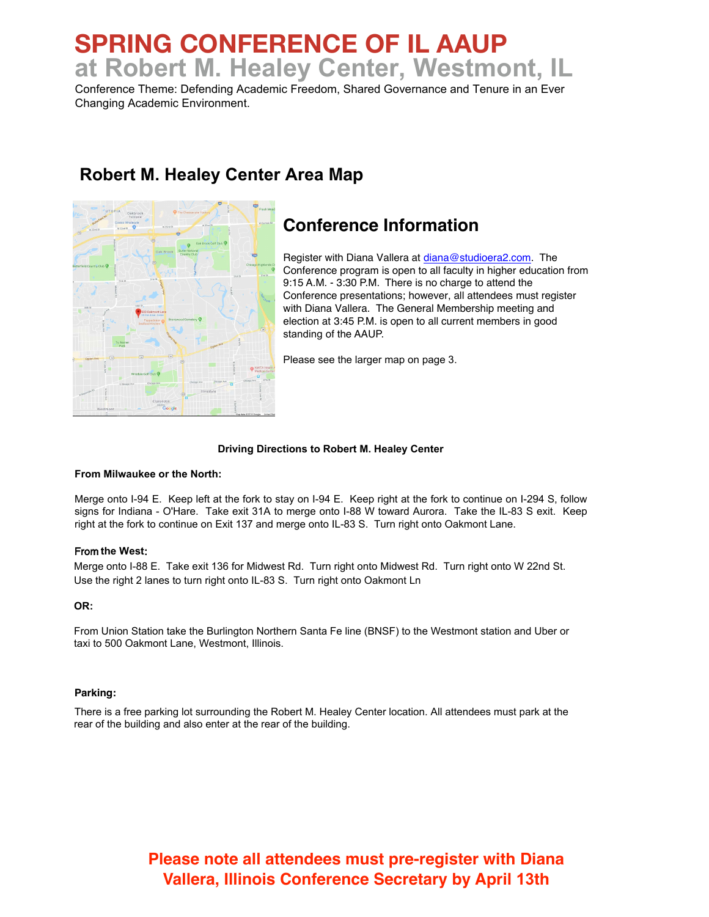# SPRING CONFERENCE OF IL AAUP

## at Robert M. Healey Center, Westmont, IL

Conference Theme: Defending Academic Freedom, Shared Governance and Tenure in an Ever Changing Academic Environment.

## Robert M. Healey Center Area Map

## Conference Information

Register with Diana Vallera at diana@studioera2.com. The Conference program is open to all faculty in higher education from 9:15 A.M. - 3:30 P.M. There is no charge to attend the Conference presentations; however, all attendees must register with Diana Vallera. The General Membership meeting and election at 3:45 P.M. is open to all current members in good standing of the AAUP.

Please see the larger map on page 3.

**Driving Directions to Robert M. Healey Center**

**From Milwaukee or the North:**

Merge onto I-94 E. Keep left at the fork to stay on I-94 E. Keep right at the fork to continue on I-294 S, follow signs for Indiana - O'Hare. Take exit 31A to merge onto I-88 W toward Aurora. Take the IL-83 S exit. Keep right at the fork to continue on Exit 137 and merge onto IL-83 S. Turn right onto Oakmont Lane.

**From the West:**

Merge onto I-88 E. Take exit 136 for Midwest Rd. Turn right onto Midwest Rd. Turn right onto W 22nd St. Use the right 2 lanes to turn right onto IL-83 S. Turn right onto Oakmont Ln

**OR:**

From Union Station take the Burlington Northern Santa Fe line (BNSF) to the Westmont station and Uber or taxi to 500 Oakmont Lane, Westmont, Illinois.

**Parking:**

There is a free parking lot surrounding the Robert M. Healey Center location. All attendees must park at the rear of the building and also enter at the rear of the building.

**Please note all attendees must pre-register with Diana Vallera, Illinois Conference Secretary by April 13th**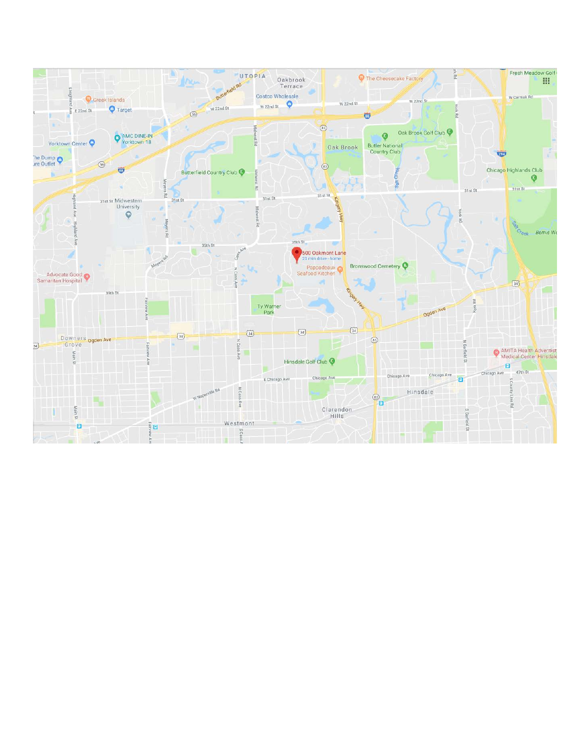500 Oakmont Lane
23 min drive - home

UTOPIA
Oakbrook Terrace
The Cheesecake Factory
Costco Wholesale
Greek Islands
Target
Yorktown Center
AMC DINE-IN Yorktown 18
The Dump Furniture Outlet
Fresh Meadow Golf
W Cermak Rd
Oak Brook
Oak Brook Golf Club
Butler National Country Club
Butterfield Country Club
Chicago Highlands Club
Midwestern University
Salt Creek
Bemis Wo
Pappadeaux Seafood Kitchen
Bronswood Cemetery
Advocate Good Samaritan Hospital
Ty Warner Park
Downers Grove
Hinsdale Golf Club
AMITA Health Adventist Medical Center Hinsdale
Hinsdale
Clarendon Hills
Westmont

S Highland Ave
E 22nd St
W 22nd St
Butterfield Rd
Midwest Rd
Kingery Hwy
York Rd
31st St
35th St
Meyers Rd
Cass Ave
N Cass Ave
39th St
Highland Ave
Fairview Ave
Ogden Ave
Main St
Chicago Ave
E Chicago Ave
W Naperville Rd
N Garfield St
S Garfield St
S County Line Rd
47th St
S Cass Ave